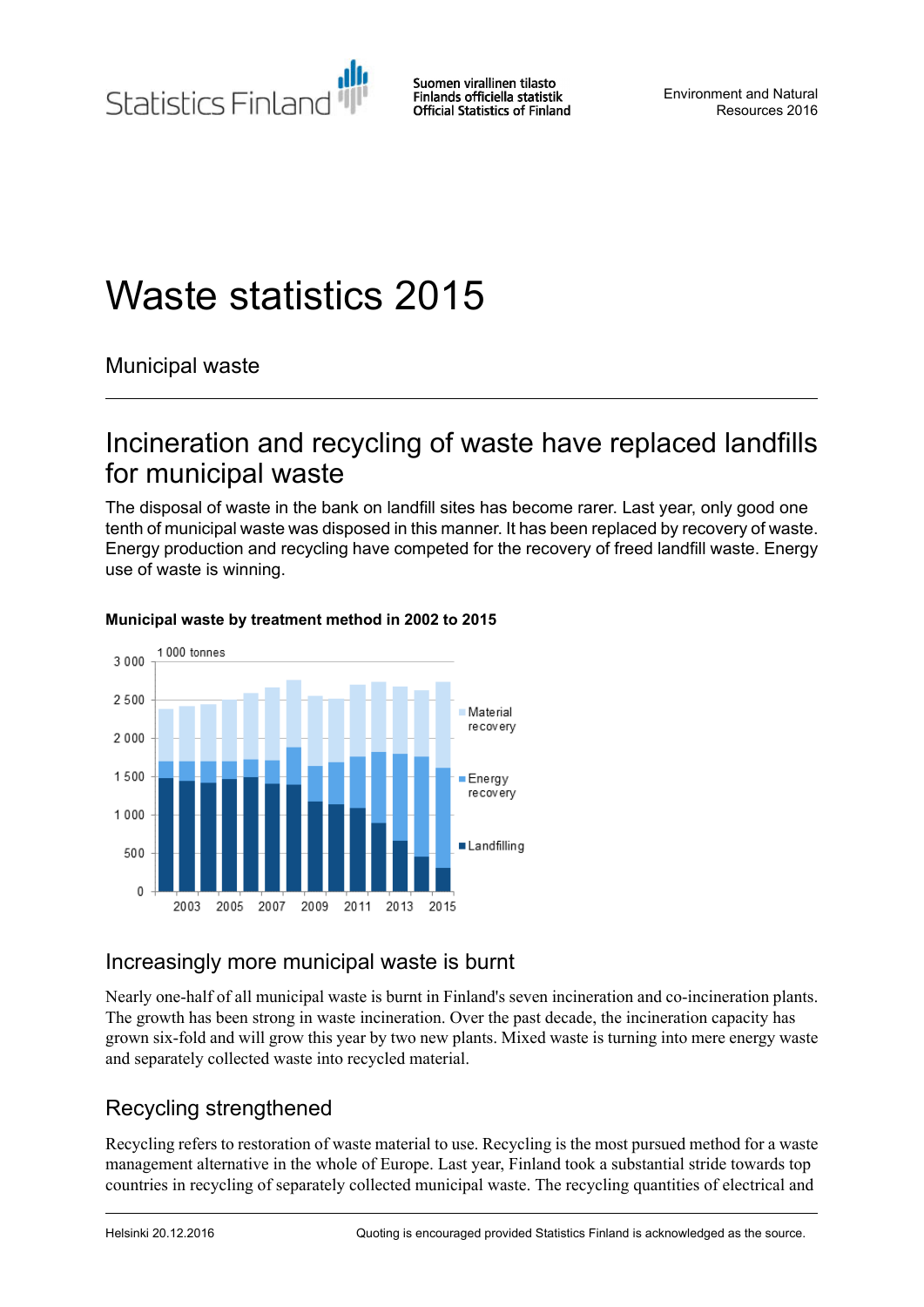# Waste statistics 2015

Municipal waste

## Incineration and recycling of waste have replaced landfills for municipal waste

The disposal of waste in the bank on landfill sites has become rarer. Last year, only good one tenth of municipal waste was disposed in this manner. It has been replaced by recovery of waste. Energy production and recycling have competed for the recovery of freed landfill waste. Energy use of waste is winning.

**Municipal waste by treatment method in 2002 to 2015**

## Increasingly more municipal waste is burnt

Nearly one-half of all municipal waste is burnt in Finland's seven incineration and co-incineration plants. The growth has been strong in waste incineration. Over the past decade, the incineration capacity has grown six-fold and will grow this year by two new plants. Mixed waste is turning into mere energy waste and separately collected waste into recycled material.

## Recycling strengthened

Recycling refers to restoration of waste material to use. Recycling is the most pursued method for a waste management alternative in the whole of Europe. Last year, Finland took a substantial stride towards top countries in recycling of separately collected municipal waste. The recycling quantities of electrical and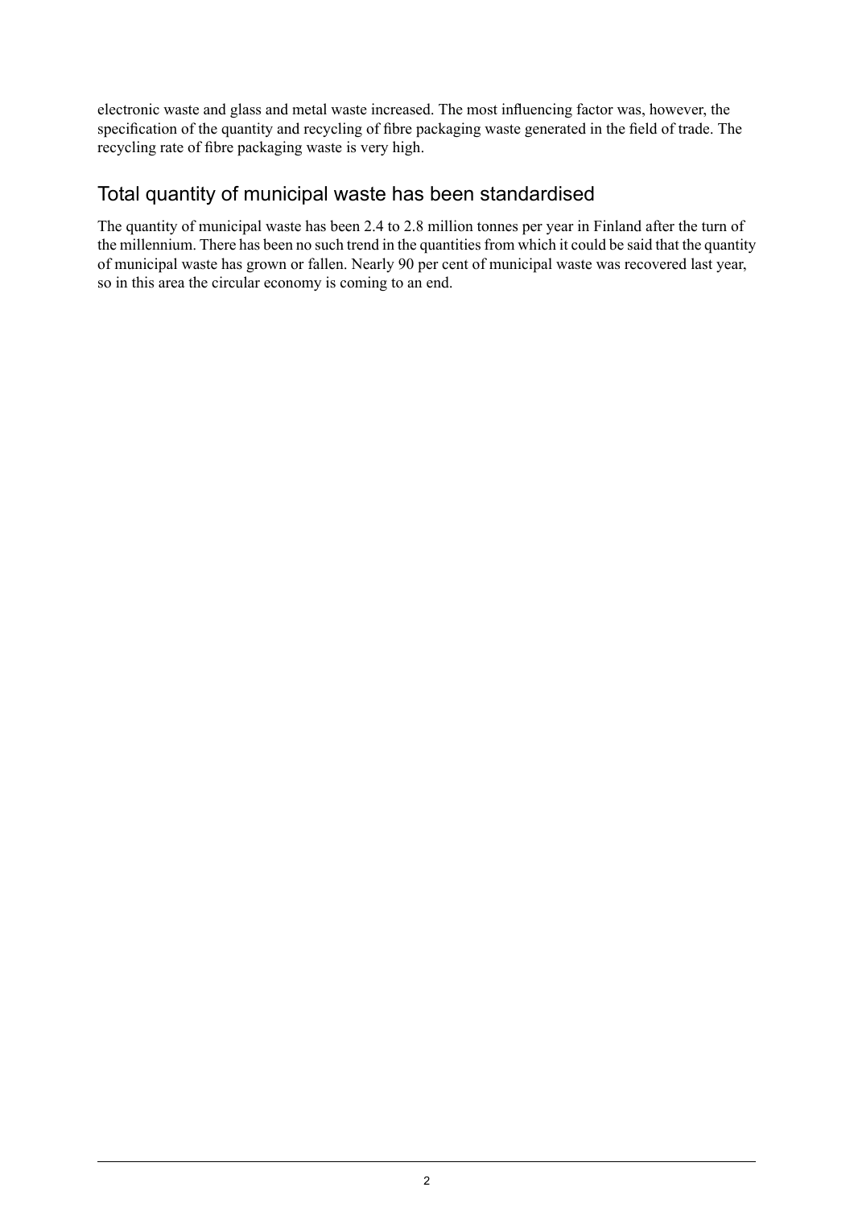electronic waste and glass and metal waste increased. The most influencing factor was, however, the specification of the quantity and recycling of fibre packaging waste generated in the field of trade. The recycling rate of fibre packaging waste is very high.

## Total quantity of municipal waste has been standardised

The quantity of municipal waste has been 2.4 to 2.8 million tonnes per year in Finland after the turn of the millennium. There has been no such trend in the quantities from which it could be said that the quantity of municipal waste has grown or fallen. Nearly 90 per cent of municipal waste was recovered last year, so in this area the circular economy is coming to an end.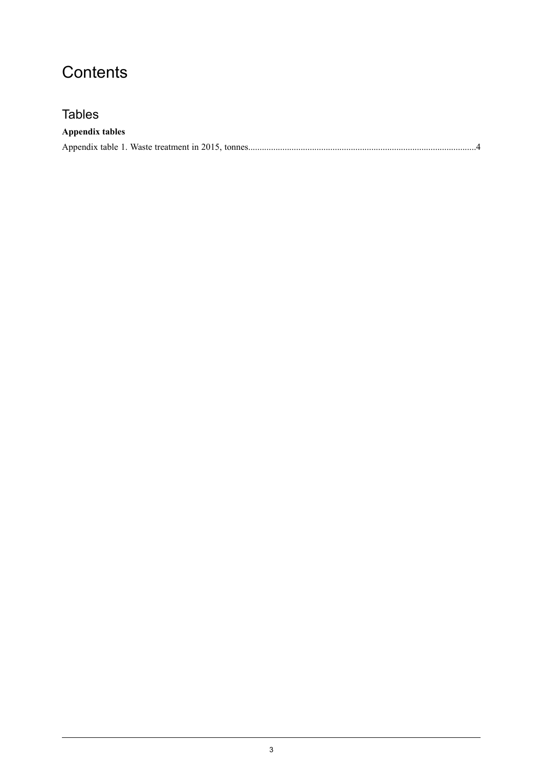# Contents

## Tables

**Appendix tables**

Appendix table 1. Waste treatment in 2015, tonnes....................................................................................................4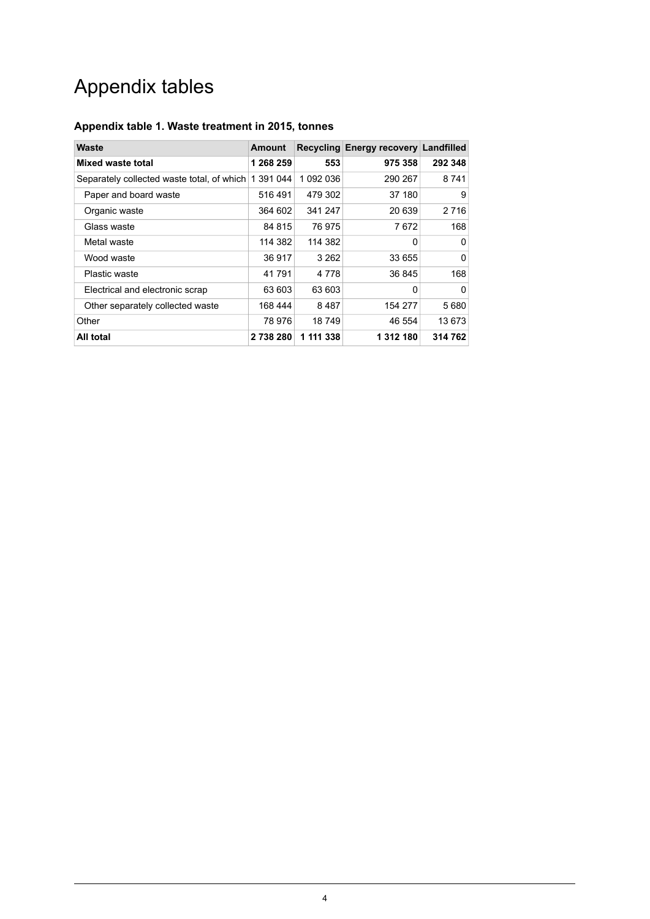# Appendix tables

### Appendix table 1. Waste treatment in 2015, tonnes

| Waste | Amount | Recycling | Energy recovery | Landfilled |
|---|---|---|---|---|
| **Mixed waste total** | **1 268 259** | **553** | **975 358** | **292 348** |
| Separately collected waste total, of which | 1 391 044 | 1 092 036 | 290 267 | 8 741 |
| Paper and board waste | 516 491 | 479 302 | 37 180 | 9 |
| Organic waste | 364 602 | 341 247 | 20 639 | 2 716 |
| Glass waste | 84 815 | 76 975 | 7 672 | 168 |
| Metal waste | 114 382 | 114 382 | 0 | 0 |
| Wood waste | 36 917 | 3 262 | 33 655 | 0 |
| Plastic waste | 41 791 | 4 778 | 36 845 | 168 |
| Electrical and electronic scrap | 63 603 | 63 603 | 0 | 0 |
| Other separately collected waste | 168 444 | 8 487 | 154 277 | 5 680 |
| Other | 78 976 | 18 749 | 46 554 | 13 673 |
| **All total** | **2 738 280** | **1 111 338** | **1 312 180** | **314 762** |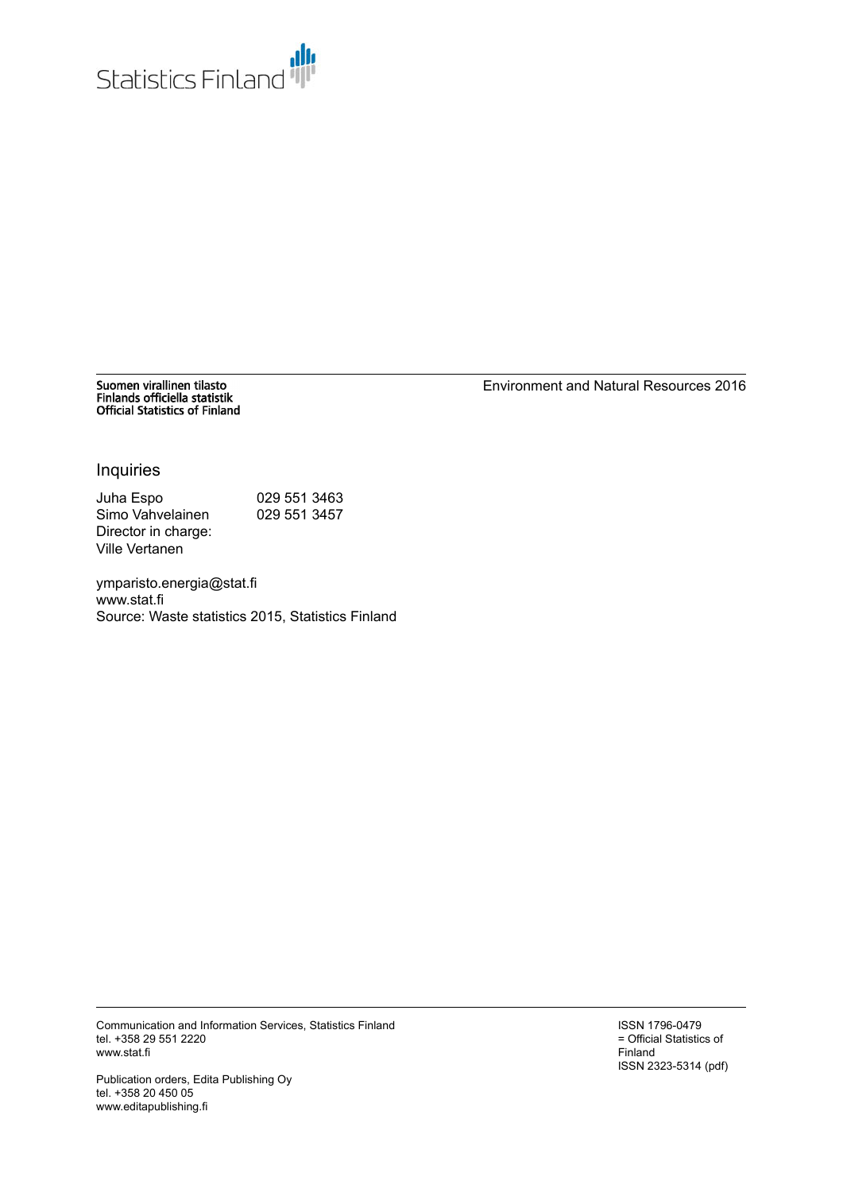Statistics Finland

Suomen virallinen tilasto
Finlands officiella statistik
Official Statistics of Finland

Environment and Natural Resources 2016

## Inquiries

| | |
|---|---|
| Juha Espo | 029 551 3463 |
| Simo Vahvelainen | 029 551 3457 |
| Director in charge: | |
| Ville Vertanen | |

ymparisto.energia@stat.fi
www.stat.fi
Source: Waste statistics 2015, Statistics Finland

Communication and Information Services, Statistics Finland
tel. +358 29 551 2220
www.stat.fi

Publication orders, Edita Publishing Oy
tel. +358 20 450 05
www.editapublishing.fi

ISSN 1796-0479
= Official Statistics of Finland
ISSN 2323-5314 (pdf)